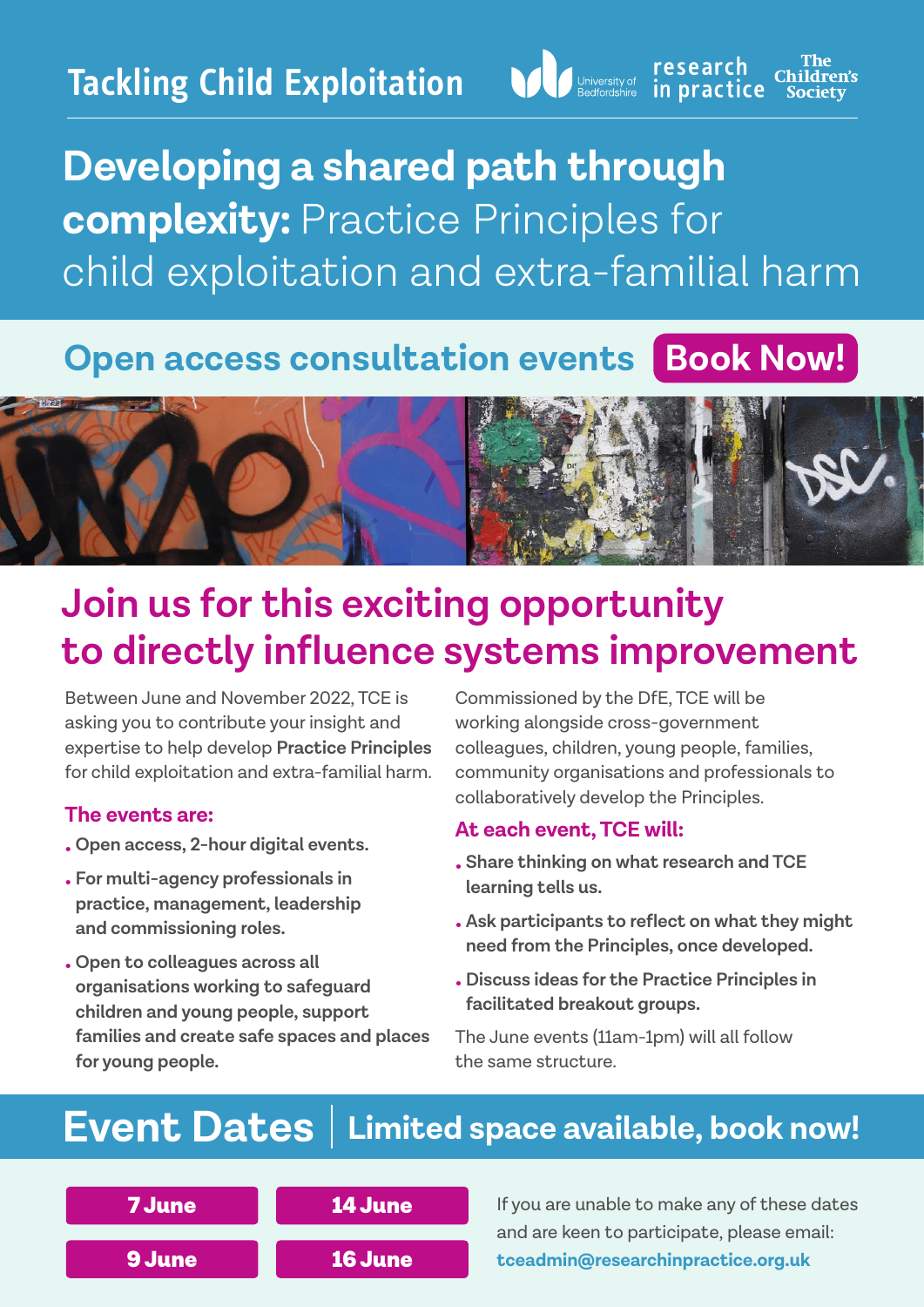Tackling Child Exploitation

University of Bedfordshire | research in practice | The Children's Society

# **Developing a shared path through complexity:** Practice Principles for child exploitation and extra-familial harm

## Open access consultation events **Book Now!**

## Join us for this exciting opportunity to directly influence systems improvement

Between June and November 2022, TCE is asking you to contribute your insight and expertise to help develop **Practice Principles** for child exploitation and extra-familial harm.

### The events are:

- **Open access, 2-hour digital events.**
- **For multi-agency professionals in practice, management, leadership and commissioning roles.**
- **Open to colleagues across all organisations working to safeguard children and young people, support families and create safe spaces and places for young people.**

Commissioned by the DfE, TCE will be working alongside cross-government colleagues, children, young people, families, community organisations and professionals to collaboratively develop the Principles.

### At each event, TCE will:

- **Share thinking on what research and TCE learning tells us.**
- **Ask participants to reflect on what they might need from the Principles, once developed.**
- **Discuss ideas for the Practice Principles in facilitated breakout groups.**

The June events (11am-1pm) will all follow the same structure.

## Event Dates | Limited space available, book now!

**7 June**

**14 June**

**9 June**

**16 June**

If you are unable to make any of these dates and are keen to participate, please email: **tceadmin@researchinpractice.org.uk**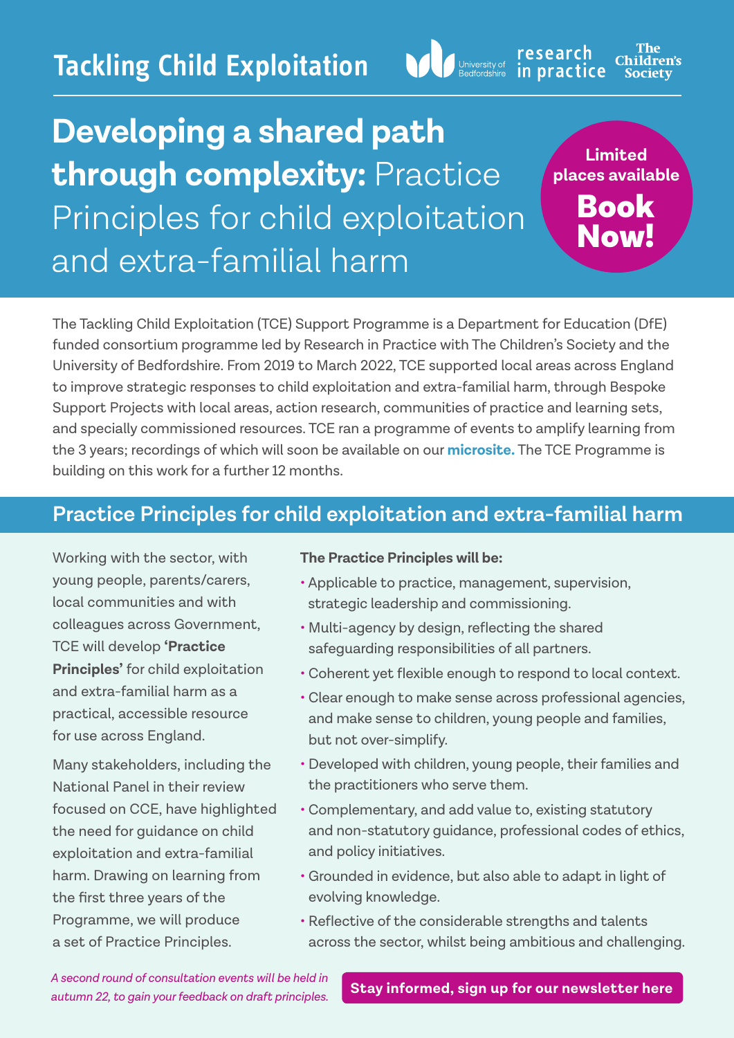Tackling Child Exploitation

University of Bedfordshire | research in practice | The Children's Society

# **Developing a shared path through complexity:** Practice Principles for child exploitation and extra-familial harm

**Limited places available**

**Book Now!**

The Tackling Child Exploitation (TCE) Support Programme is a Department for Education (DfE) funded consortium programme led by Research in Practice with The Children's Society and the University of Bedfordshire. From 2019 to March 2022, TCE supported local areas across England to improve strategic responses to child exploitation and extra-familial harm, through Bespoke Support Projects with local areas, action research, communities of practice and learning sets, and specially commissioned resources. TCE ran a programme of events to amplify learning from the 3 years; recordings of which will soon be available on our **microsite.** The TCE Programme is building on this work for a further 12 months.

## Practice Principles for child exploitation and extra-familial harm

Working with the sector, with young people, parents/carers, local communities and with colleagues across Government, TCE will develop **'Practice Principles'** for child exploitation and extra-familial harm as a practical, accessible resource for use across England.

Many stakeholders, including the National Panel in their review focused on CCE, have highlighted the need for guidance on child exploitation and extra-familial harm. Drawing on learning from the first three years of the Programme, we will produce a set of Practice Principles.

**The Practice Principles will be:**

- Applicable to practice, management, supervision, strategic leadership and commissioning.
- Multi-agency by design, reflecting the shared safeguarding responsibilities of all partners.
- Coherent yet flexible enough to respond to local context.
- Clear enough to make sense across professional agencies, and make sense to children, young people and families, but not over-simplify.
- Developed with children, young people, their families and the practitioners who serve them.
- Complementary, and add value to, existing statutory and non-statutory guidance, professional codes of ethics, and policy initiatives.
- Grounded in evidence, but also able to adapt in light of evolving knowledge.
- Reflective of the considerable strengths and talents across the sector, whilst being ambitious and challenging.

*A second round of consultation events will be held in autumn 22, to gain your feedback on draft principles.*

**Stay informed, sign up for our newsletter here**